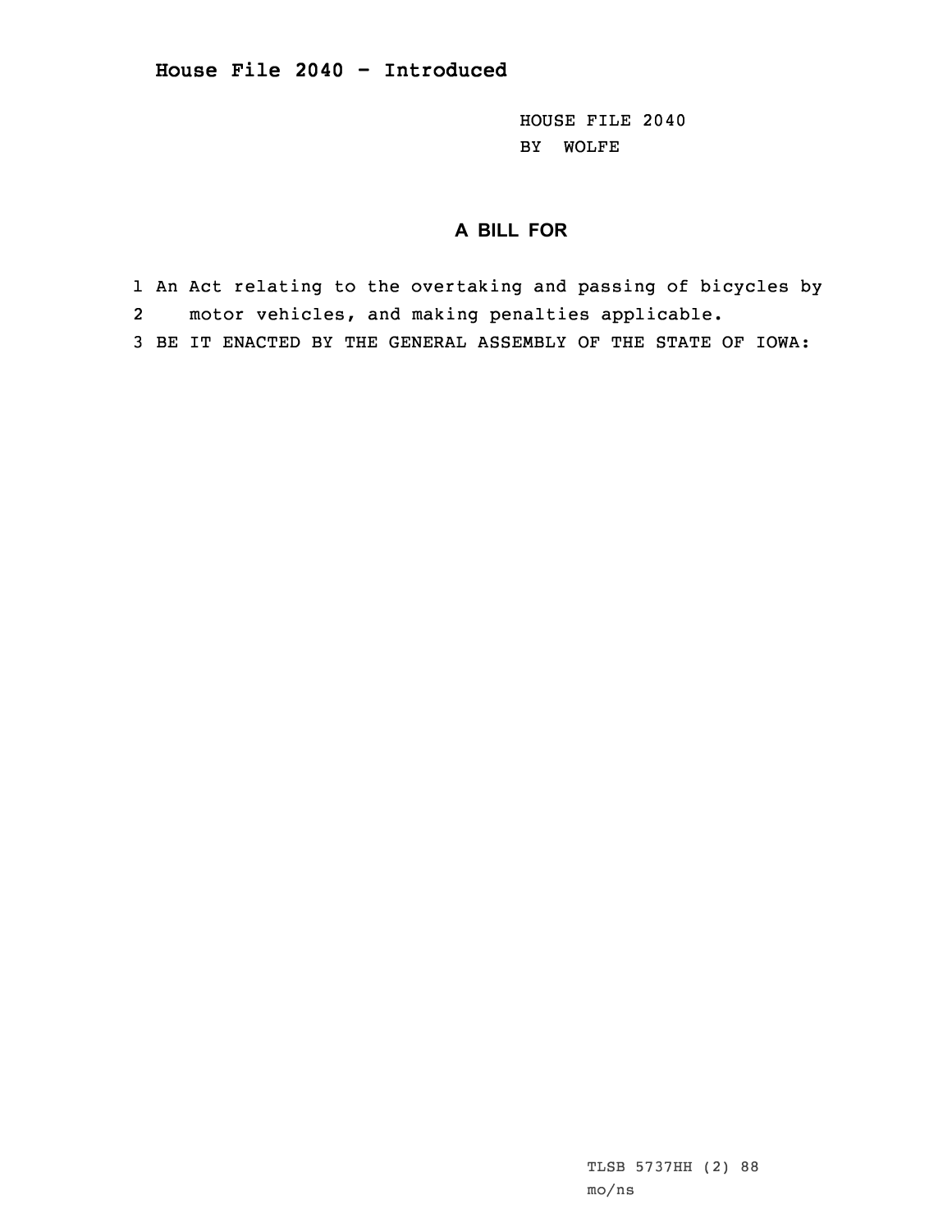# House File 2040 - Introduced

HOUSE FILE 2040
BY WOLFE

## A BILL FOR

1 An Act relating to the overtaking and passing of bicycles by
2 motor vehicles, and making penalties applicable.
3 BE IT ENACTED BY THE GENERAL ASSEMBLY OF THE STATE OF IOWA:

TLSB 5737HH (2) 88
mo/ns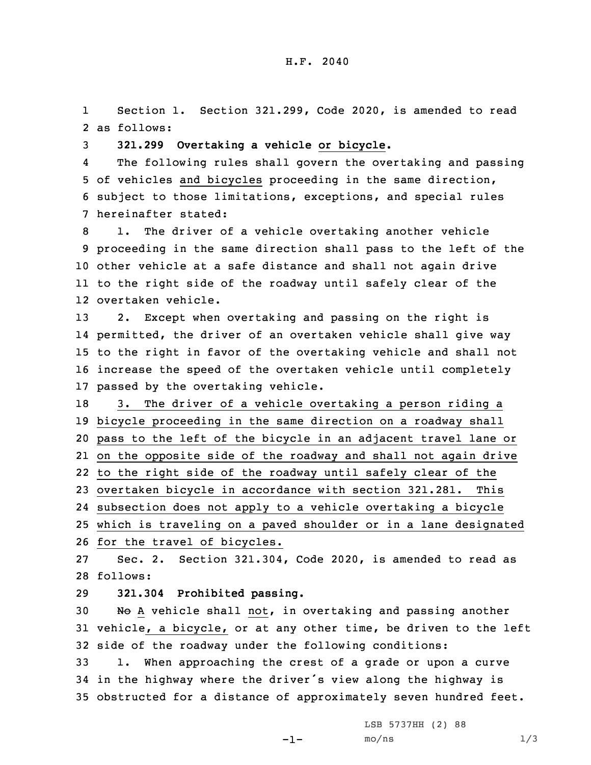Section 1. Section 321.299, Code 2020, is amended to read as follows:

**321.299 Overtaking a vehicle or bicycle.**

The following rules shall govern the overtaking and passing of vehicles and bicycles proceeding in the same direction, subject to those limitations, exceptions, and special rules hereinafter stated:

1. The driver of a vehicle overtaking another vehicle proceeding in the same direction shall pass to the left of the other vehicle at a safe distance and shall not again drive to the right side of the roadway until safely clear of the overtaken vehicle.

2. Except when overtaking and passing on the right is permitted, the driver of an overtaken vehicle shall give way to the right in favor of the overtaking vehicle and shall not increase the speed of the overtaken vehicle until completely passed by the overtaking vehicle.

3. The driver of a vehicle overtaking a person riding a bicycle proceeding in the same direction on a roadway shall pass to the left of the bicycle in an adjacent travel lane or on the opposite side of the roadway and shall not again drive to the right side of the roadway until safely clear of the overtaken bicycle in accordance with section 321.281. This subsection does not apply to a vehicle overtaking a bicycle which is traveling on a paved shoulder or in a lane designated for the travel of bicycles.

Sec. 2. Section 321.304, Code 2020, is amended to read as follows:

**321.304 Prohibited passing.**

~~No~~ A vehicle shall not, in overtaking and passing another vehicle, a bicycle, or at any other time, be driven to the left side of the roadway under the following conditions:

1. When approaching the crest of a grade or upon a curve in the highway where the driver's view along the highway is obstructed for a distance of approximately seven hundred feet.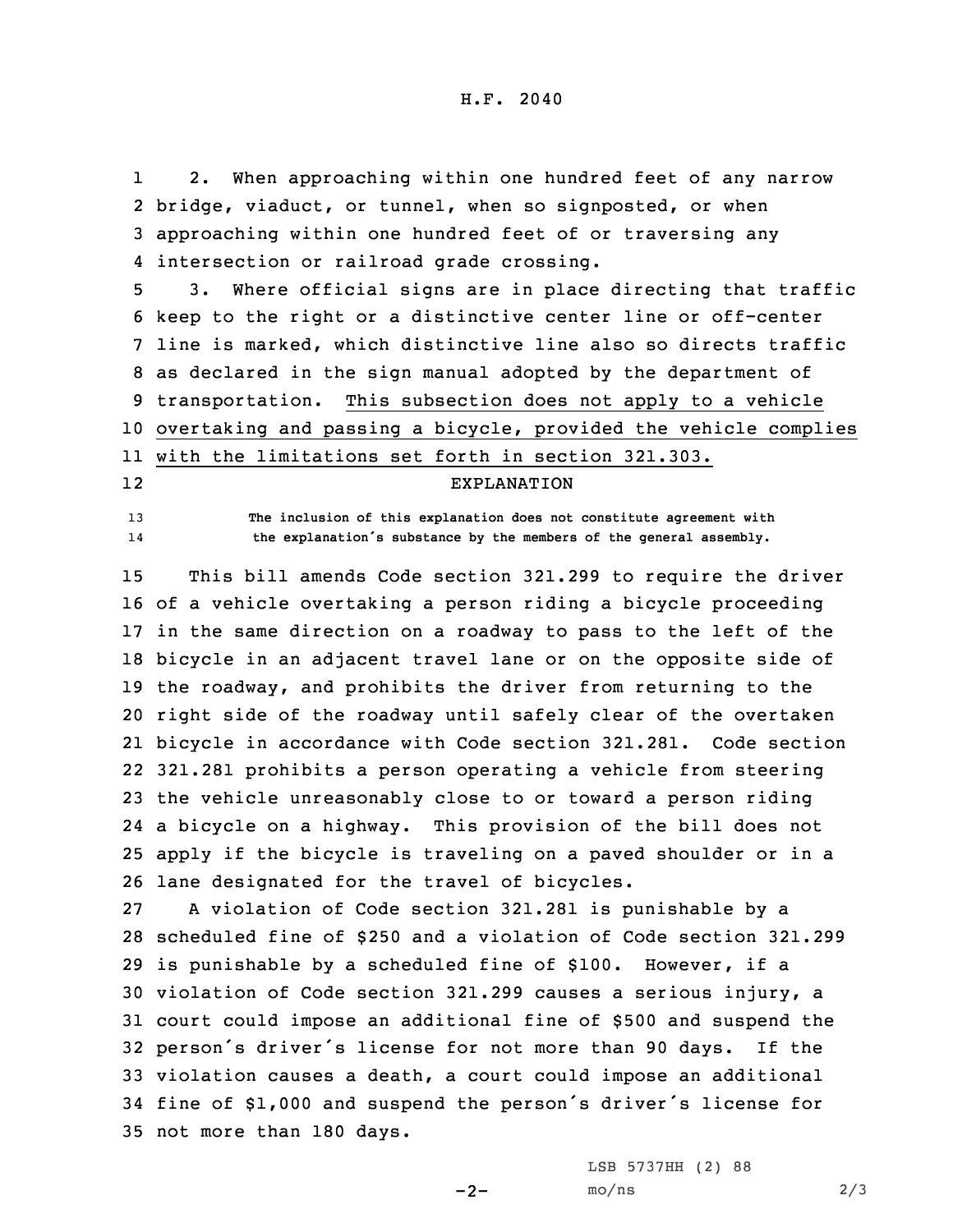2. When approaching within one hundred feet of any narrow bridge, viaduct, or tunnel, when so signposted, or when approaching within one hundred feet of or traversing any intersection or railroad grade crossing.

3. Where official signs are in place directing that traffic keep to the right or a distinctive center line or off-center line is marked, which distinctive line also so directs traffic as declared in the sign manual adopted by the department of transportation. <u>This subsection does not apply to a vehicle overtaking and passing a bicycle, provided the vehicle complies with the limitations set forth in section 321.303.</u>

## EXPLANATION

The inclusion of this explanation does not constitute agreement with the explanation's substance by the members of the general assembly.

This bill amends Code section 321.299 to require the driver of a vehicle overtaking a person riding a bicycle proceeding in the same direction on a roadway to pass to the left of the bicycle in an adjacent travel lane or on the opposite side of the roadway, and prohibits the driver from returning to the right side of the roadway until safely clear of the overtaken bicycle in accordance with Code section 321.281. Code section 321.281 prohibits a person operating a vehicle from steering the vehicle unreasonably close to or toward a person riding a bicycle on a highway. This provision of the bill does not apply if the bicycle is traveling on a paved shoulder or in a lane designated for the travel of bicycles.

A violation of Code section 321.281 is punishable by a scheduled fine of $250 and a violation of Code section 321.299 is punishable by a scheduled fine of $100. However, if a violation of Code section 321.299 causes a serious injury, a court could impose an additional fine of $500 and suspend the person's driver's license for not more than 90 days. If the violation causes a death, a court could impose an additional fine of $1,000 and suspend the person's driver's license for not more than 180 days.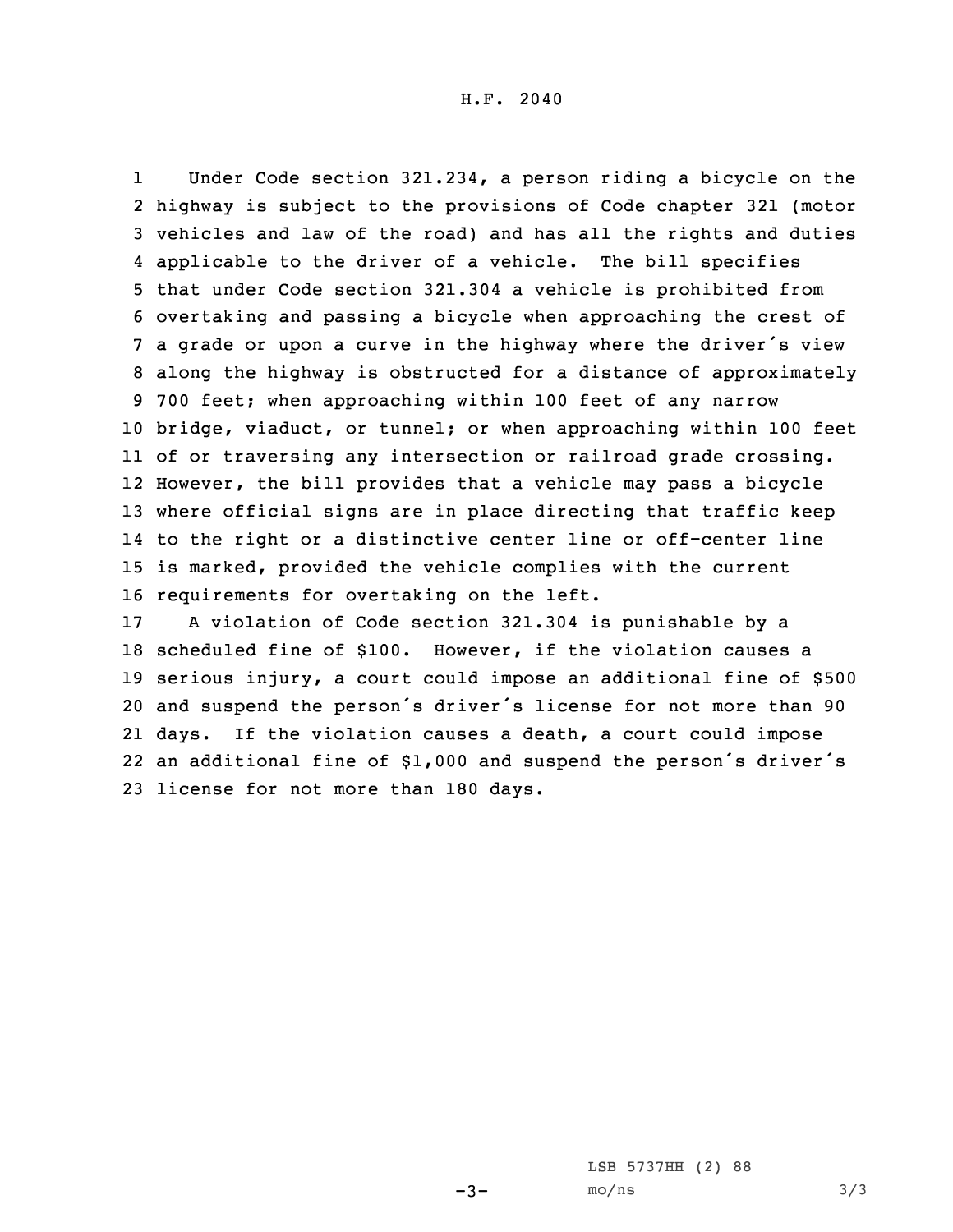Under Code section 321.234, a person riding a bicycle on the highway is subject to the provisions of Code chapter 321 (motor vehicles and law of the road) and has all the rights and duties applicable to the driver of a vehicle. The bill specifies that under Code section 321.304 a vehicle is prohibited from overtaking and passing a bicycle when approaching the crest of a grade or upon a curve in the highway where the driver's view along the highway is obstructed for a distance of approximately 700 feet; when approaching within 100 feet of any narrow bridge, viaduct, or tunnel; or when approaching within 100 feet of or traversing any intersection or railroad grade crossing. However, the bill provides that a vehicle may pass a bicycle where official signs are in place directing that traffic keep to the right or a distinctive center line or off-center line is marked, provided the vehicle complies with the current requirements for overtaking on the left.

A violation of Code section 321.304 is punishable by a scheduled fine of $100. However, if the violation causes a serious injury, a court could impose an additional fine of $500 and suspend the person's driver's license for not more than 90 days. If the violation causes a death, a court could impose an additional fine of $1,000 and suspend the person's driver's license for not more than 180 days.